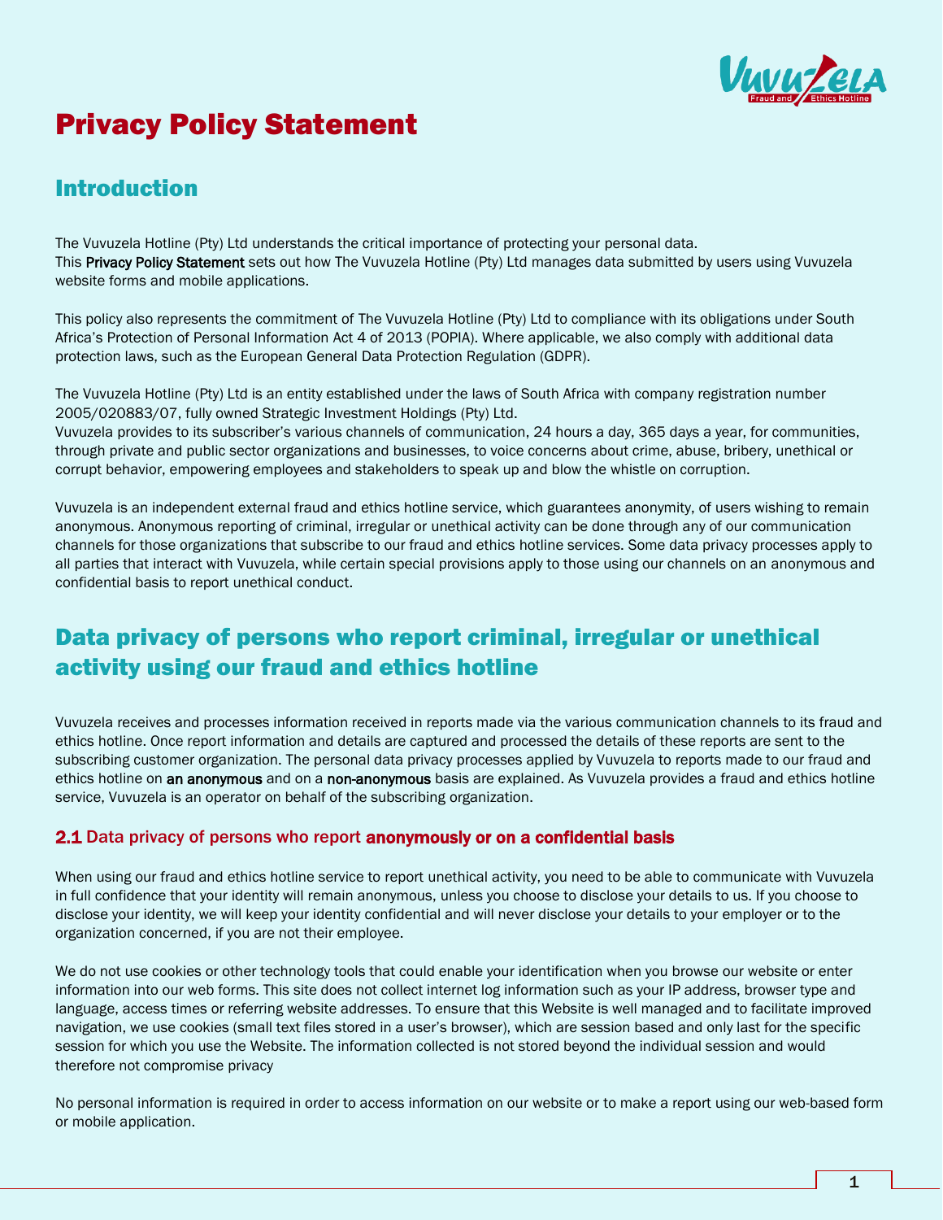# Privacy Policy Statement

## Introduction

The Vuvuzela Hotline (Pty) Ltd understands the critical importance of protecting your personal data.
This **Privacy Policy Statement** sets out how The Vuvuzela Hotline (Pty) Ltd manages data submitted by users using Vuvuzela website forms and mobile applications.

This policy also represents the commitment of The Vuvuzela Hotline (Pty) Ltd to compliance with its obligations under South Africa's Protection of Personal Information Act 4 of 2013 (POPIA). Where applicable, we also comply with additional data protection laws, such as the European General Data Protection Regulation (GDPR).

The Vuvuzela Hotline (Pty) Ltd is an entity established under the laws of South Africa with company registration number 2005/020883/07, fully owned Strategic Investment Holdings (Pty) Ltd.
Vuvuzela provides to its subscriber's various channels of communication, 24 hours a day, 365 days a year, for communities, through private and public sector organizations and businesses, to voice concerns about crime, abuse, bribery, unethical or corrupt behavior, empowering employees and stakeholders to speak up and blow the whistle on corruption.

Vuvuzela is an independent external fraud and ethics hotline service, which guarantees anonymity, of users wishing to remain anonymous. Anonymous reporting of criminal, irregular or unethical activity can be done through any of our communication channels for those organizations that subscribe to our fraud and ethics hotline services. Some data privacy processes apply to all parties that interact with Vuvuzela, while certain special provisions apply to those using our channels on an anonymous and confidential basis to report unethical conduct.

## Data privacy of persons who report criminal, irregular or unethical activity using our fraud and ethics hotline

Vuvuzela receives and processes information received in reports made via the various communication channels to its fraud and ethics hotline. Once report information and details are captured and processed the details of these reports are sent to the subscribing customer organization. The personal data privacy processes applied by Vuvuzela to reports made to our fraud and ethics hotline on **an anonymous** and on a **non-anonymous** basis are explained. As Vuvuzela provides a fraud and ethics hotline service, Vuvuzela is an operator on behalf of the subscribing organization.

### 2.1 Data privacy of persons who report **anonymously or on a confidential basis**

When using our fraud and ethics hotline service to report unethical activity, you need to be able to communicate with Vuvuzela in full confidence that your identity will remain anonymous, unless you choose to disclose your details to us. If you choose to disclose your identity, we will keep your identity confidential and will never disclose your details to your employer or to the organization concerned, if you are not their employee.

We do not use cookies or other technology tools that could enable your identification when you browse our website or enter information into our web forms. This site does not collect internet log information such as your IP address, browser type and language, access times or referring website addresses. To ensure that this Website is well managed and to facilitate improved navigation, we use cookies (small text files stored in a user's browser), which are session based and only last for the specific session for which you use the Website. The information collected is not stored beyond the individual session and would therefore not compromise privacy

No personal information is required in order to access information on our website or to make a report using our web-based form or mobile application.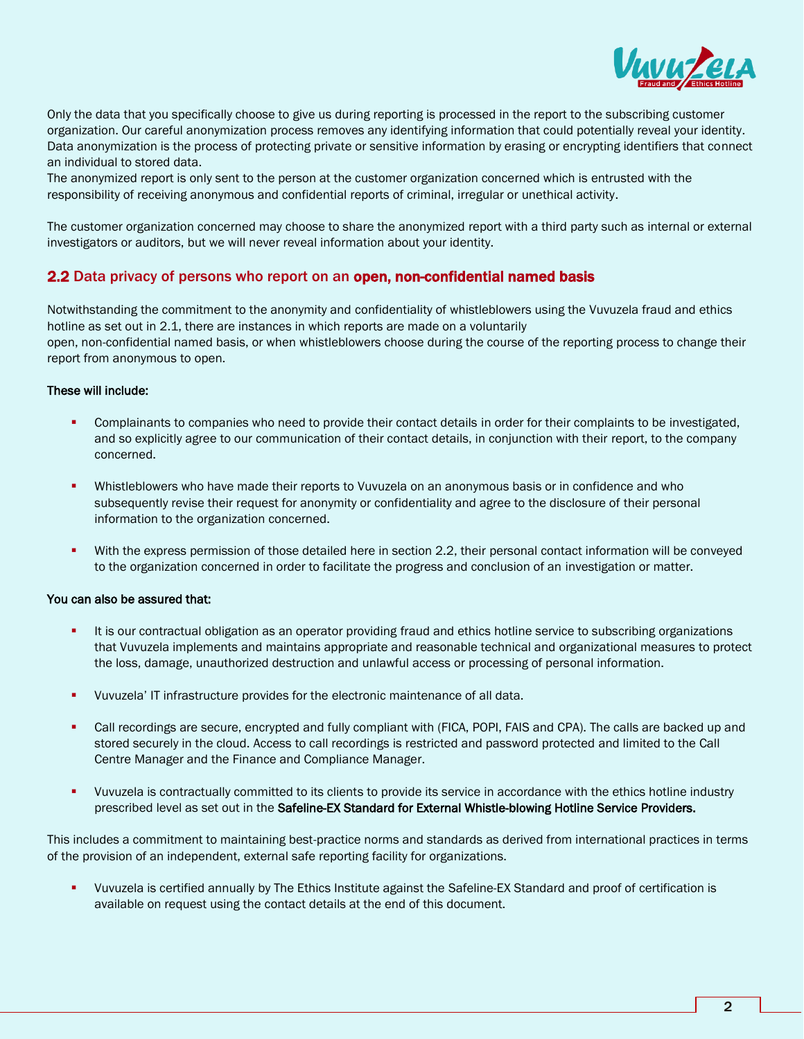Only the data that you specifically choose to give us during reporting is processed in the report to the subscribing customer organization. Our careful anonymization process removes any identifying information that could potentially reveal your identity. Data anonymization is the process of protecting private or sensitive information by erasing or encrypting identifiers that connect an individual to stored data.
The anonymized report is only sent to the person at the customer organization concerned which is entrusted with the responsibility of receiving anonymous and confidential reports of criminal, irregular or unethical activity.

The customer organization concerned may choose to share the anonymized report with a third party such as internal or external investigators or auditors, but we will never reveal information about your identity.

## 2.2 Data privacy of persons who report on an **open, non-confidential named basis**

Notwithstanding the commitment to the anonymity and confidentiality of whistleblowers using the Vuvuzela fraud and ethics hotline as set out in 2.1, there are instances in which reports are made on a voluntarily open, non-confidential named basis, or when whistleblowers choose during the course of the reporting process to change their report from anonymous to open.

**These will include:**

- Complainants to companies who need to provide their contact details in order for their complaints to be investigated, and so explicitly agree to our communication of their contact details, in conjunction with their report, to the company concerned.
- Whistleblowers who have made their reports to Vuvuzela on an anonymous basis or in confidence and who subsequently revise their request for anonymity or confidentiality and agree to the disclosure of their personal information to the organization concerned.
- With the express permission of those detailed here in section 2.2, their personal contact information will be conveyed to the organization concerned in order to facilitate the progress and conclusion of an investigation or matter.

**You can also be assured that:**

- It is our contractual obligation as an operator providing fraud and ethics hotline service to subscribing organizations that Vuvuzela implements and maintains appropriate and reasonable technical and organizational measures to protect the loss, damage, unauthorized destruction and unlawful access or processing of personal information.
- Vuvuzela' IT infrastructure provides for the electronic maintenance of all data.
- Call recordings are secure, encrypted and fully compliant with (FICA, POPI, FAIS and CPA). The calls are backed up and stored securely in the cloud. Access to call recordings is restricted and password protected and limited to the Call Centre Manager and the Finance and Compliance Manager.
- Vuvuzela is contractually committed to its clients to provide its service in accordance with the ethics hotline industry prescribed level as set out in the **Safeline-EX Standard for External Whistle-blowing Hotline Service Providers.**

This includes a commitment to maintaining best-practice norms and standards as derived from international practices in terms of the provision of an independent, external safe reporting facility for organizations.

- Vuvuzela is certified annually by The Ethics Institute against the Safeline-EX Standard and proof of certification is available on request using the contact details at the end of this document.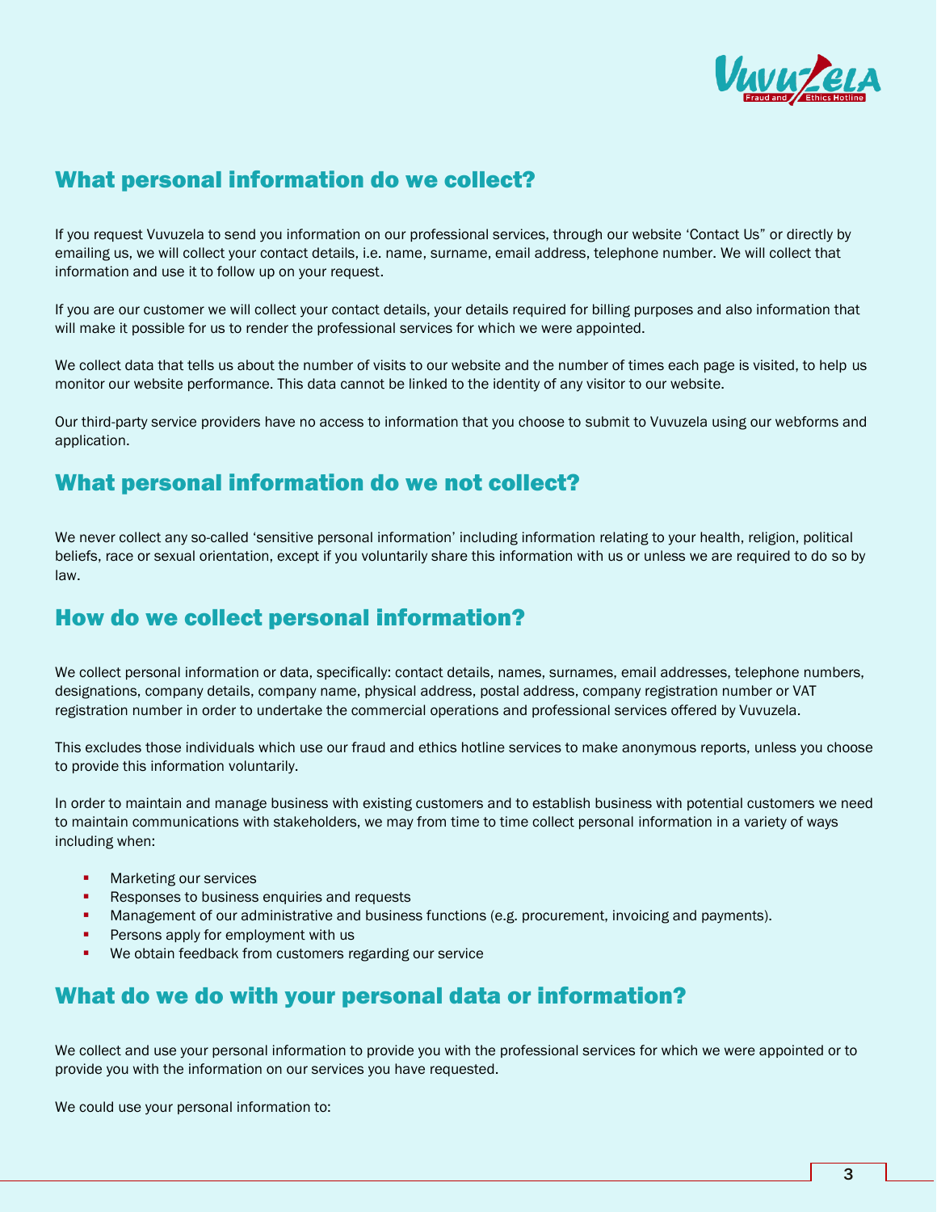## What personal information do we collect?

If you request Vuvuzela to send you information on our professional services, through our website 'Contact Us" or directly by emailing us, we will collect your contact details, i.e. name, surname, email address, telephone number. We will collect that information and use it to follow up on your request.

If you are our customer we will collect your contact details, your details required for billing purposes and also information that will make it possible for us to render the professional services for which we were appointed.

We collect data that tells us about the number of visits to our website and the number of times each page is visited, to help us monitor our website performance. This data cannot be linked to the identity of any visitor to our website.

Our third-party service providers have no access to information that you choose to submit to Vuvuzela using our webforms and application.

## What personal information do we not collect?

We never collect any so-called 'sensitive personal information' including information relating to your health, religion, political beliefs, race or sexual orientation, except if you voluntarily share this information with us or unless we are required to do so by law.

## How do we collect personal information?

We collect personal information or data, specifically: contact details, names, surnames, email addresses, telephone numbers, designations, company details, company name, physical address, postal address, company registration number or VAT registration number in order to undertake the commercial operations and professional services offered by Vuvuzela.

This excludes those individuals which use our fraud and ethics hotline services to make anonymous reports, unless you choose to provide this information voluntarily.

In order to maintain and manage business with existing customers and to establish business with potential customers we need to maintain communications with stakeholders, we may from time to time collect personal information in a variety of ways including when:

- Marketing our services
- Responses to business enquiries and requests
- Management of our administrative and business functions (e.g. procurement, invoicing and payments).
- Persons apply for employment with us
- We obtain feedback from customers regarding our service

## What do we do with your personal data or information?

We collect and use your personal information to provide you with the professional services for which we were appointed or to provide you with the information on our services you have requested.

We could use your personal information to: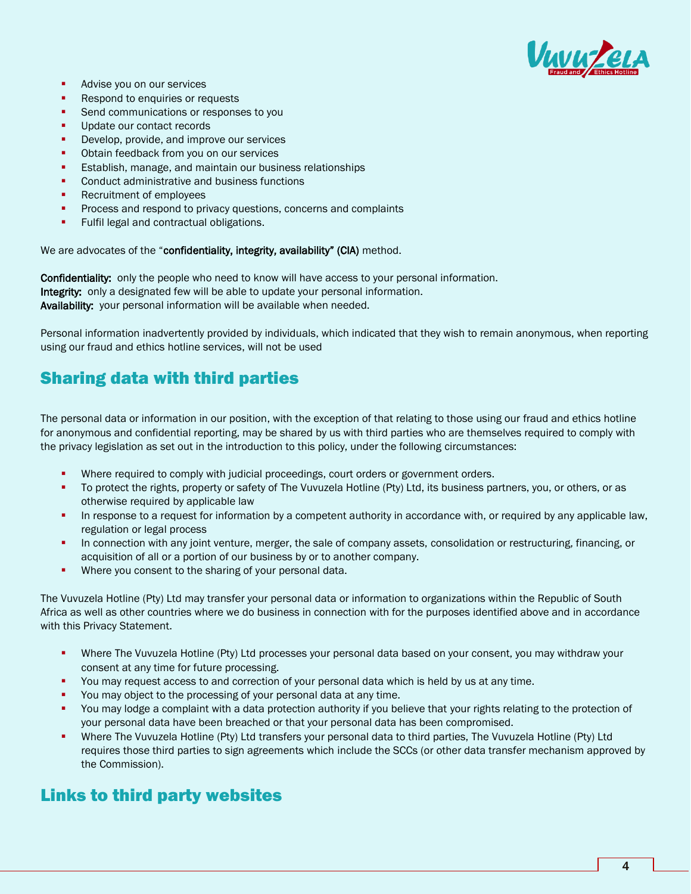- Advise you on our services
- Respond to enquiries or requests
- Send communications or responses to you
- Update our contact records
- Develop, provide, and improve our services
- Obtain feedback from you on our services
- Establish, manage, and maintain our business relationships
- Conduct administrative and business functions
- Recruitment of employees
- Process and respond to privacy questions, concerns and complaints
- Fulfil legal and contractual obligations.

We are advocates of the "**confidentiality, integrity, availability" (CIA)** method.

**Confidentiality:** only the people who need to know will have access to your personal information.
**Integrity:** only a designated few will be able to update your personal information.
**Availability:** your personal information will be available when needed.

Personal information inadvertently provided by individuals, which indicated that they wish to remain anonymous, when reporting using our fraud and ethics hotline services, will not be used

## Sharing data with third parties

The personal data or information in our position, with the exception of that relating to those using our fraud and ethics hotline for anonymous and confidential reporting, may be shared by us with third parties who are themselves required to comply with the privacy legislation as set out in the introduction to this policy, under the following circumstances:

- Where required to comply with judicial proceedings, court orders or government orders.
- To protect the rights, property or safety of The Vuvuzela Hotline (Pty) Ltd, its business partners, you, or others, or as otherwise required by applicable law
- In response to a request for information by a competent authority in accordance with, or required by any applicable law, regulation or legal process
- In connection with any joint venture, merger, the sale of company assets, consolidation or restructuring, financing, or acquisition of all or a portion of our business by or to another company.
- Where you consent to the sharing of your personal data.

The Vuvuzela Hotline (Pty) Ltd may transfer your personal data or information to organizations within the Republic of South Africa as well as other countries where we do business in connection with for the purposes identified above and in accordance with this Privacy Statement.

- Where The Vuvuzela Hotline (Pty) Ltd processes your personal data based on your consent, you may withdraw your consent at any time for future processing.
- You may request access to and correction of your personal data which is held by us at any time.
- You may object to the processing of your personal data at any time.
- You may lodge a complaint with a data protection authority if you believe that your rights relating to the protection of your personal data have been breached or that your personal data has been compromised.
- Where The Vuvuzela Hotline (Pty) Ltd transfers your personal data to third parties, The Vuvuzela Hotline (Pty) Ltd requires those third parties to sign agreements which include the SCCs (or other data transfer mechanism approved by the Commission).

## Links to third party websites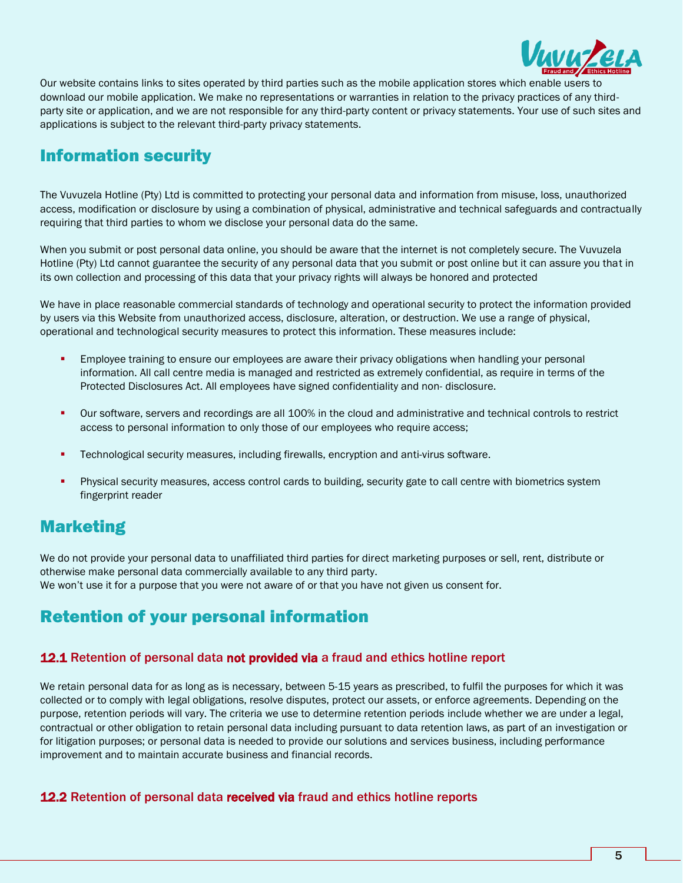Our website contains links to sites operated by third parties such as the mobile application stores which enable users to download our mobile application. We make no representations or warranties in relation to the privacy practices of any third-party site or application, and we are not responsible for any third-party content or privacy statements. Your use of such sites and applications is subject to the relevant third-party privacy statements.

## Information security

The Vuvuzela Hotline (Pty) Ltd is committed to protecting your personal data and information from misuse, loss, unauthorized access, modification or disclosure by using a combination of physical, administrative and technical safeguards and contractually requiring that third parties to whom we disclose your personal data do the same.

When you submit or post personal data online, you should be aware that the internet is not completely secure. The Vuvuzela Hotline (Pty) Ltd cannot guarantee the security of any personal data that you submit or post online but it can assure you that in its own collection and processing of this data that your privacy rights will always be honored and protected

We have in place reasonable commercial standards of technology and operational security to protect the information provided by users via this Website from unauthorized access, disclosure, alteration, or destruction. We use a range of physical, operational and technological security measures to protect this information. These measures include:

- Employee training to ensure our employees are aware their privacy obligations when handling your personal information. All call centre media is managed and restricted as extremely confidential, as require in terms of the Protected Disclosures Act. All employees have signed confidentiality and non- disclosure.
- Our software, servers and recordings are all 100% in the cloud and administrative and technical controls to restrict access to personal information to only those of our employees who require access;
- Technological security measures, including firewalls, encryption and anti-virus software.
- Physical security measures, access control cards to building, security gate to call centre with biometrics system fingerprint reader

## Marketing

We do not provide your personal data to unaffiliated third parties for direct marketing purposes or sell, rent, distribute or otherwise make personal data commercially available to any third party.
We won't use it for a purpose that you were not aware of or that you have not given us consent for.

## Retention of your personal information

### 12.1 Retention of personal data **not provided via** a fraud and ethics hotline report

We retain personal data for as long as is necessary, between 5-15 years as prescribed, to fulfil the purposes for which it was collected or to comply with legal obligations, resolve disputes, protect our assets, or enforce agreements. Depending on the purpose, retention periods will vary. The criteria we use to determine retention periods include whether we are under a legal, contractual or other obligation to retain personal data including pursuant to data retention laws, as part of an investigation or for litigation purposes; or personal data is needed to provide our solutions and services business, including performance improvement and to maintain accurate business and financial records.

### 12.2 Retention of personal data **received via** fraud and ethics hotline reports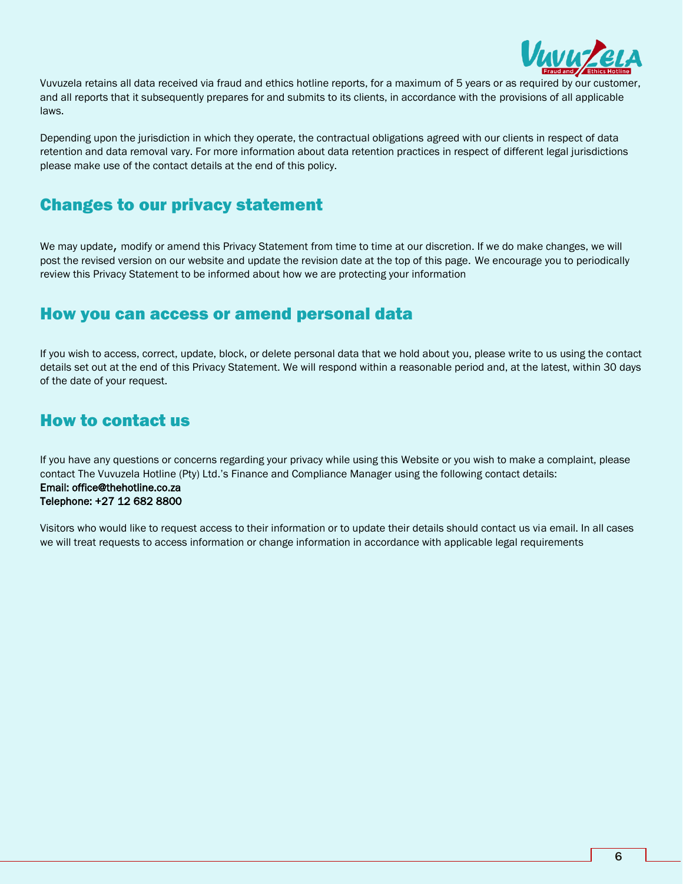Vuvuzela retains all data received via fraud and ethics hotline reports, for a maximum of 5 years or as required by our customer, and all reports that it subsequently prepares for and submits to its clients, in accordance with the provisions of all applicable laws.

Depending upon the jurisdiction in which they operate, the contractual obligations agreed with our clients in respect of data retention and data removal vary. For more information about data retention practices in respect of different legal jurisdictions please make use of the contact details at the end of this policy.

## Changes to our privacy statement

We may update, modify or amend this Privacy Statement from time to time at our discretion. If we do make changes, we will post the revised version on our website and update the revision date at the top of this page. We encourage you to periodically review this Privacy Statement to be informed about how we are protecting your information

## How you can access or amend personal data

If you wish to access, correct, update, block, or delete personal data that we hold about you, please write to us using the contact details set out at the end of this Privacy Statement. We will respond within a reasonable period and, at the latest, within 30 days of the date of your request.

## How to contact us

If you have any questions or concerns regarding your privacy while using this Website or you wish to make a complaint, please contact The Vuvuzela Hotline (Pty) Ltd.'s Finance and Compliance Manager using the following contact details:
Email: office@thehotline.co.za
Telephone: +27 12 682 8800

Visitors who would like to request access to their information or to update their details should contact us via email. In all cases we will treat requests to access information or change information in accordance with applicable legal requirements